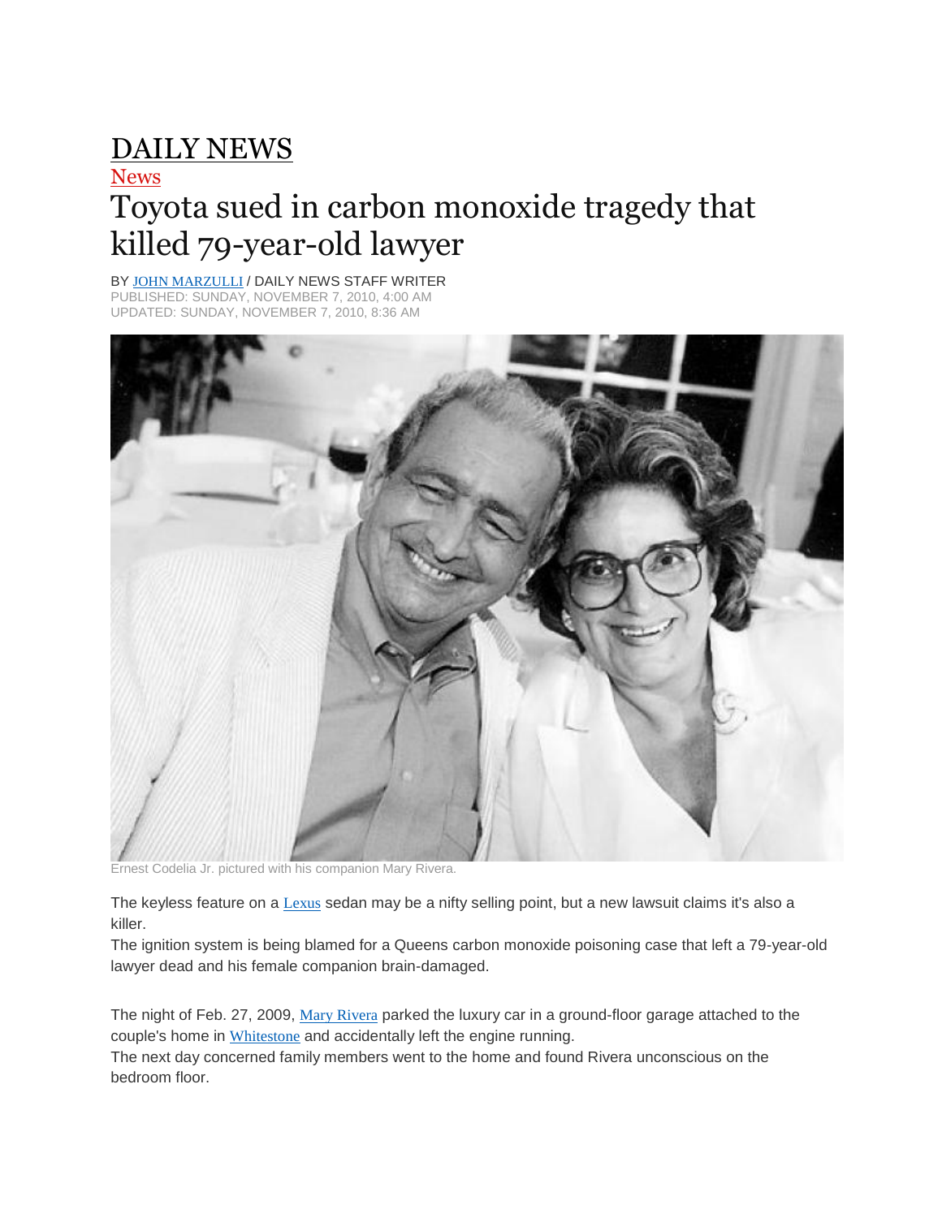# DAILY NEWS

News

## Toyota sued in carbon monoxide tragedy that killed 79-year-old lawyer

BY JOHN MARZULLI / DAILY NEWS STAFF WRITER
PUBLISHED: SUNDAY, NOVEMBER 7, 2010, 4:00 AM
UPDATED: SUNDAY, NOVEMBER 7, 2010, 8:36 AM

Ernest Codelia Jr. pictured with his companion Mary Rivera.

The keyless feature on a Lexus sedan may be a nifty selling point, but a new lawsuit claims it's also a killer.

The ignition system is being blamed for a Queens carbon monoxide poisoning case that left a 79-year-old lawyer dead and his female companion brain-damaged.

The night of Feb. 27, 2009, Mary Rivera parked the luxury car in a ground-floor garage attached to the couple's home in Whitestone and accidentally left the engine running.

The next day concerned family members went to the home and found Rivera unconscious on the bedroom floor.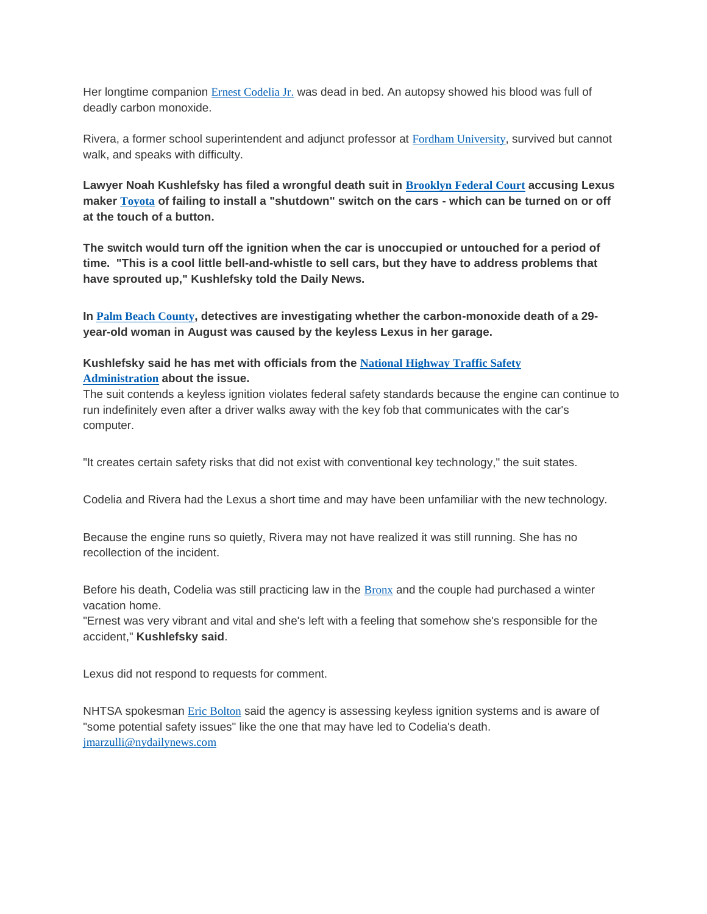Her longtime companion Ernest Codelia Jr. was dead in bed. An autopsy showed his blood was full of deadly carbon monoxide.

Rivera, a former school superintendent and adjunct professor at Fordham University, survived but cannot walk, and speaks with difficulty.

**Lawyer Noah Kushlefsky has filed a wrongful death suit in Brooklyn Federal Court accusing Lexus maker Toyota of failing to install a "shutdown" switch on the cars - which can be turned on or off at the touch of a button.**

**The switch would turn off the ignition when the car is unoccupied or untouched for a period of time. "This is a cool little bell-and-whistle to sell cars, but they have to address problems that have sprouted up," Kushlefsky told the Daily News.**

**In Palm Beach County, detectives are investigating whether the carbon-monoxide death of a 29-year-old woman in August was caused by the keyless Lexus in her garage.**

**Kushlefsky said he has met with officials from the National Highway Traffic Safety Administration about the issue.**

The suit contends a keyless ignition violates federal safety standards because the engine can continue to run indefinitely even after a driver walks away with the key fob that communicates with the car's computer.

"It creates certain safety risks that did not exist with conventional key technology," the suit states.

Codelia and Rivera had the Lexus a short time and may have been unfamiliar with the new technology.

Because the engine runs so quietly, Rivera may not have realized it was still running. She has no recollection of the incident.

Before his death, Codelia was still practicing law in the Bronx and the couple had purchased a winter vacation home.

"Ernest was very vibrant and vital and she's left with a feeling that somehow she's responsible for the accident," **Kushlefsky said**.

Lexus did not respond to requests for comment.

NHTSA spokesman Eric Bolton said the agency is assessing keyless ignition systems and is aware of "some potential safety issues" like the one that may have led to Codelia's death.

jmarzulli@nydailynews.com